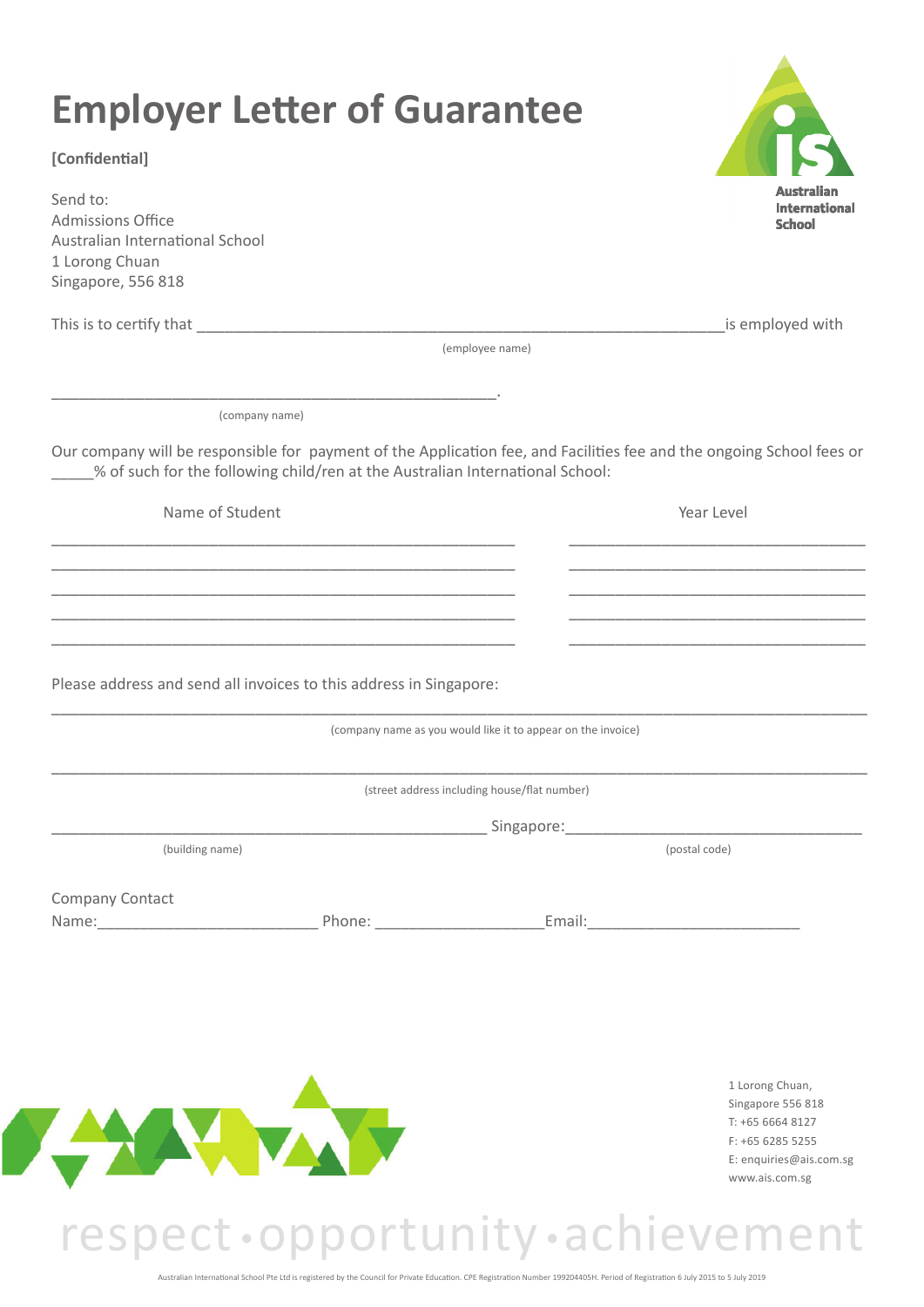# Employer Letter of Guarantee

**[Confidential]**

Send to:
Admissions Office
Australian International School
1 Lorong Chuan
Singapore, 556 818

Australian International School

This is to certify that ______________________________________________________________ is employed with

(employee name)

_____________________________________________________.

(company name)

Our company will be responsible for payment of the Application fee, and Facilities fee and the ongoing School fees or _____% of such for the following child/ren at the Australian International School:

| Name of Student | Year Level |
|---|---|
| _______________________________________________ | ________________________________ |
| _______________________________________________ | ________________________________ |
| _______________________________________________ | ________________________________ |
| _______________________________________________ | ________________________________ |
| _______________________________________________ | ________________________________ |

Please address and send all invoices to this address in Singapore:

__________________________________________________________________________________________

(company name as you would like it to appear on the invoice)

__________________________________________________________________________________________

(street address including house/flat number)

_____________________________________________ Singapore:___________________________________

(building name) (postal code)

Company Contact
Name:__________________________ Phone: ____________________Email:_________________________

1 Lorong Chuan,
Singapore 556 818
T: +65 6664 8127
F: +65 6285 5255
E: enquiries@ais.com.sg
www.ais.com.sg

respect • opportunity • achievement

Australian International School Pte Ltd is registered by the Council for Private Education. CPE Registration Number 199204405H. Period of Registration 6 July 2015 to 5 July 2019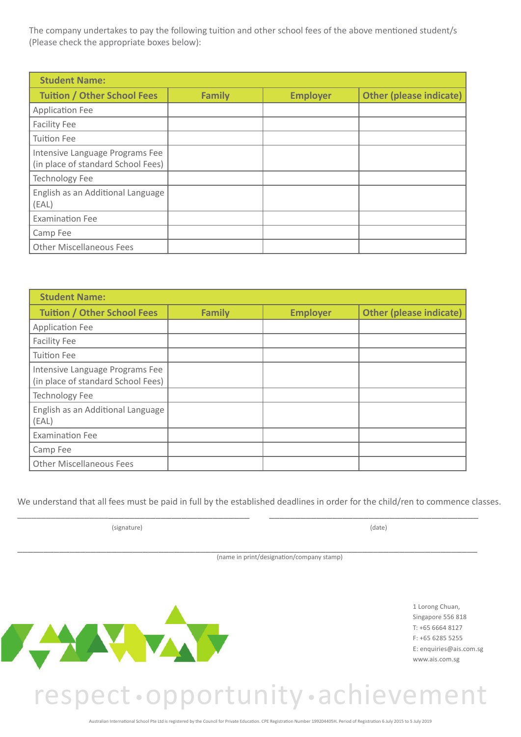The company undertakes to pay the following tuition and other school fees of the above mentioned student/s (Please check the appropriate boxes below):

| **Student Name:** | | | |
|---|---|---|---|
| **Tuition / Other School Fees** | **Family** | **Employer** | **Other (please indicate)** |
| Application Fee | | | |
| Facility Fee | | | |
| Tuition Fee | | | |
| Intensive Language Programs Fee (in place of standard School Fees) | | | |
| Technology Fee | | | |
| English as an Additional Language (EAL) | | | |
| Examination Fee | | | |
| Camp Fee | | | |
| Other Miscellaneous Fees | | | |

| **Student Name:** | | | |
|---|---|---|---|
| **Tuition / Other School Fees** | **Family** | **Employer** | **Other (please indicate)** |
| Application Fee | | | |
| Facility Fee | | | |
| Tuition Fee | | | |
| Intensive Language Programs Fee (in place of standard School Fees) | | | |
| Technology Fee | | | |
| English as an Additional Language (EAL) | | | |
| Examination Fee | | | |
| Camp Fee | | | |
| Other Miscellaneous Fees | | | |

We understand that all fees must be paid in full by the established deadlines in order for the child/ren to commence classes.

_______________________________________________ (signature)

_______________________________________________ (date)

_______________________________________________ (name in print/designation/company stamp)

1 Lorong Chuan,
Singapore 556 818
T: +65 6664 8127
F: +65 6285 5255
E: enquiries@ais.com.sg
www.ais.com.sg

respect • opportunity • achievement

Australian International School Pte Ltd is registered by the Council for Private Education. CPE Registration Number 199204405H. Period of Registration 6 July 2015 to 5 July 2019